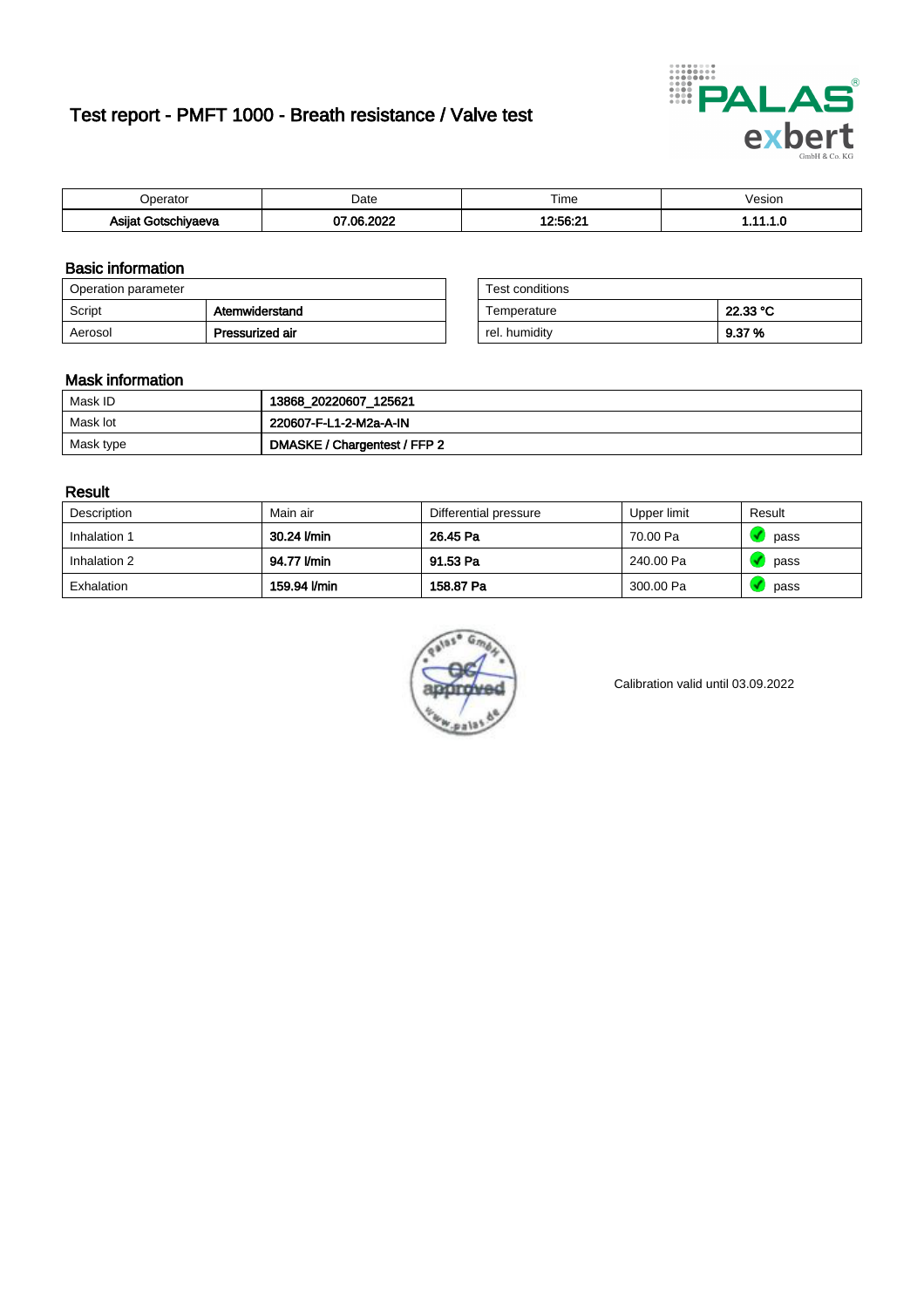# Test report - PMFT 1000 - Breath resistance / Valve test

| Operator | Date | Time | Vesion |
|---|---|---|---|
| **Asijat Gotschiyaeva** | **07.06.2022** | **12:56:21** | **1.11.1.0** |

## Basic information

| Operation parameter | |
|---|---|
| Script | **Atemwiderstand** |
| Aerosol | **Pressurized air** |

| Test conditions | |
|---|---|
| Temperature | **22.33 °C** |
| rel. humidity | **9.37 %** |

## Mask information

| | |
|---|---|
| Mask ID | **13868_20220607_125621** |
| Mask lot | **220607-F-L1-2-M2a-A-IN** |
| Mask type | **DMASKE / Chargentest / FFP 2** |

## Result

| Description | Main air | Differential pressure | Upper limit | Result |
|---|---|---|---|---|
| Inhalation 1 | **30.24 l/min** | **26.45 Pa** | 70.00 Pa | pass |
| Inhalation 2 | **94.77 l/min** | **91.53 Pa** | 240.00 Pa | pass |
| Exhalation | **159.94 l/min** | **158.87 Pa** | 300.00 Pa | pass |

Calibration valid until 03.09.2022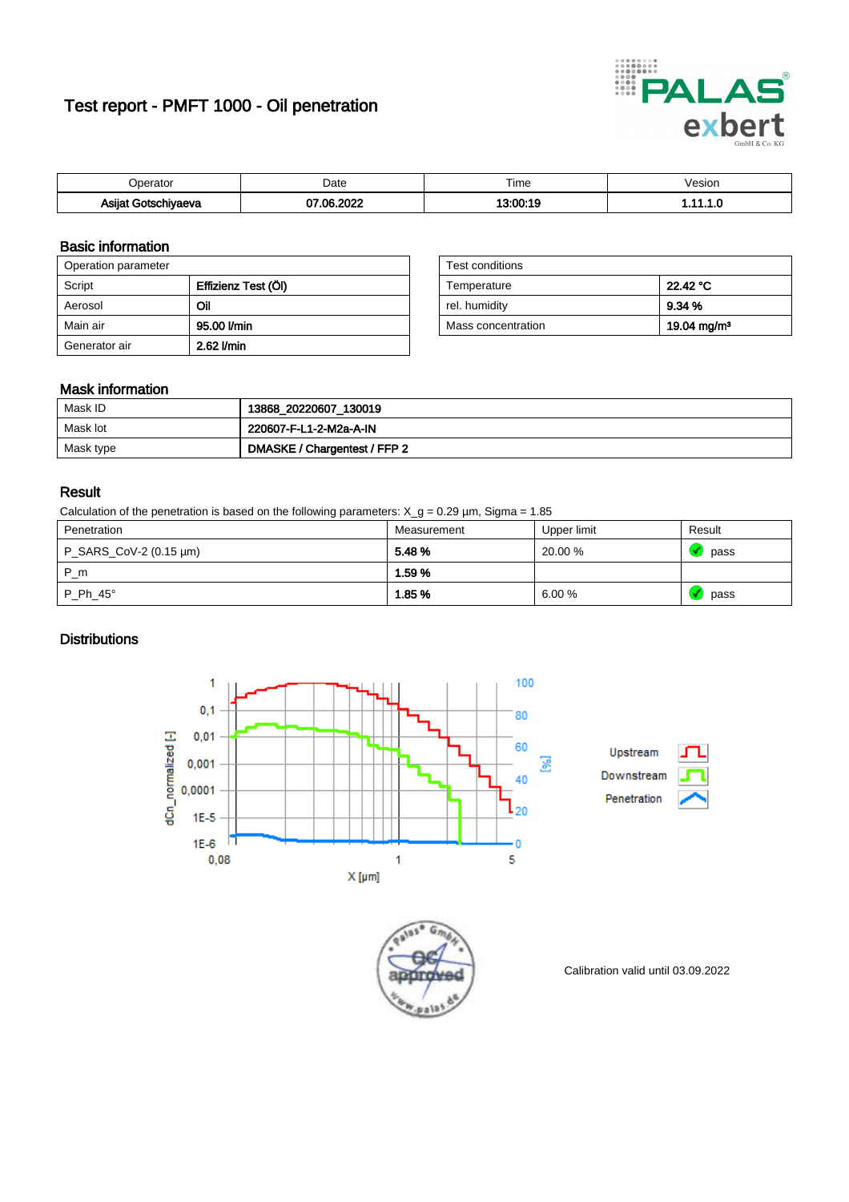# Test report - PMFT 1000 - Oil penetration

PALAS exbert GmbH & Co. KG

| Operator | Date | Time | Vesion |
|---|---|---|---|
| **Asijat Gotschiyaeva** | **07.06.2022** | **13:00:19** | **1.11.1.0** |

## Basic information

| Operation parameter | |
|---|---|
| Script | **Effizienz Test (Öl)** |
| Aerosol | **Oil** |
| Main air | **95.00 l/min** |
| Generator air | **2.62 l/min** |

| Test conditions | |
|---|---|
| Temperature | **22.42 °C** |
| rel. humidity | **9.34 %** |
| Mass concentration | **19.04 mg/m³** |

## Mask information

| | |
|---|---|
| Mask ID | **13868_20220607_130019** |
| Mask lot | **220607-F-L1-2-M2a-A-IN** |
| Mask type | **DMASKE / Chargentest / FFP 2** |

## Result

Calculation of the penetration is based on the following parameters: X_g = 0.29 µm, Sigma = 1.85

| Penetration | Measurement | Upper limit | Result |
|---|---|---|---|
| P_SARS_CoV-2 (0.15 µm) | **5.48 %** | 20.00 % | pass |
| P_m | **1.59 %** | | |
| P_Ph_45° | **1.85 %** | 6.00 % | pass |

## Distributions

dCn_normalized [-]
1
0,1
0,01
0,001
0,0001
1E-5
1E-6
0,08
1
5
X [µm]
[%]
100
80
60
40
20
0
Upstream
Downstream
Penetration

QC approved
Palas® GmbH
www.palas.de

Calibration valid until 03.09.2022